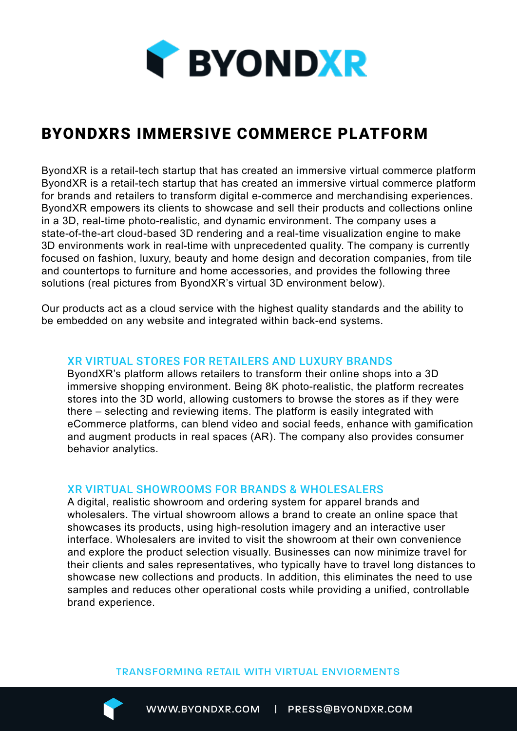# BYONDXR

## BYONDXRS IMMERSIVE COMMERCE PLATFORM

ByondXR is a retail-tech startup that has created an immersive virtual commerce platform ByondXR is a retail-tech startup that has created an immersive virtual commerce platform for brands and retailers to transform digital e-commerce and merchandising experiences. ByondXR empowers its clients to showcase and sell their products and collections online in a 3D, real-time photo-realistic, and dynamic environment. The company uses a state-of-the-art cloud-based 3D rendering and a real-time visualization engine to make 3D environments work in real-time with unprecedented quality. The company is currently focused on fashion, luxury, beauty and home design and decoration companies, from tile and countertops to furniture and home accessories, and provides the following three solutions (real pictures from ByondXR's virtual 3D environment below).

Our products act as a cloud service with the highest quality standards and the ability to be embedded on any website and integrated within back-end systems.

### XR VIRTUAL STORES FOR RETAILERS AND LUXURY BRANDS

ByondXR's platform allows retailers to transform their online shops into a 3D immersive shopping environment. Being 8K photo-realistic, the platform recreates stores into the 3D world, allowing customers to browse the stores as if they were there – selecting and reviewing items. The platform is easily integrated with eCommerce platforms, can blend video and social feeds, enhance with gamification and augment products in real spaces (AR). The company also provides consumer behavior analytics.

### XR VIRTUAL SHOWROOMS FOR BRANDS & WHOLESALERS

A digital, realistic showroom and ordering system for apparel brands and wholesalers. The virtual showroom allows a brand to create an online space that showcases its products, using high-resolution imagery and an interactive user interface. Wholesalers are invited to visit the showroom at their own convenience and explore the product selection visually. Businesses can now minimize travel for their clients and sales representatives, who typically have to travel long distances to showcase new collections and products. In addition, this eliminates the need to use samples and reduces other operational costs while providing a unified, controllable brand experience.

TRANSFORMING RETAIL WITH VIRTUAL ENVIORMENTS

WWW.BYONDXR.COM | PRESS@BYONDXR.COM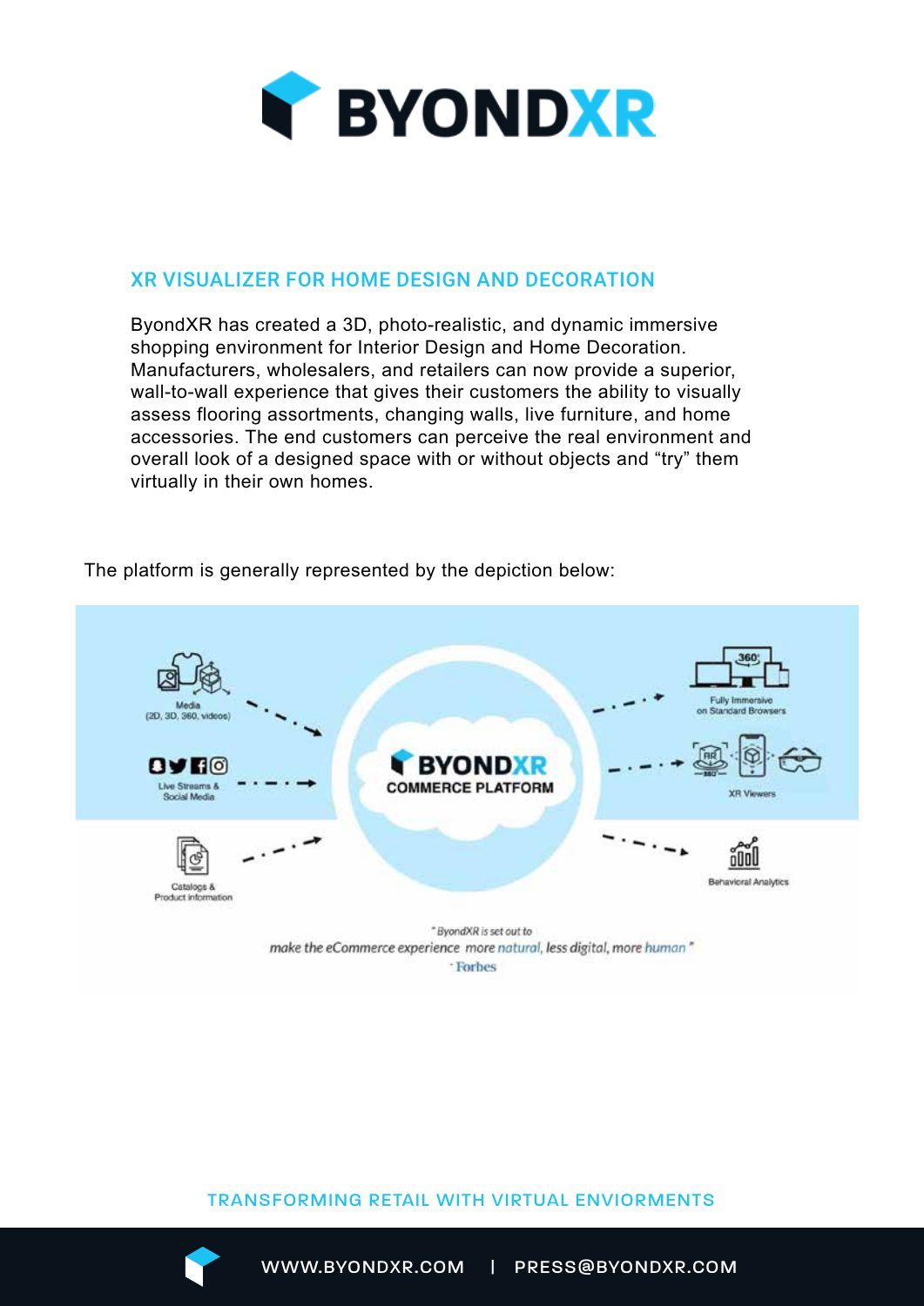# BYONDXR

## XR VISUALIZER FOR HOME DESIGN AND DECORATION

ByondXR has created a 3D, photo-realistic, and dynamic immersive shopping environment for Interior Design and Home Decoration. Manufacturers, wholesalers, and retailers can now provide a superior, wall-to-wall experience that gives their customers the ability to visually assess flooring assortments, changing walls, live furniture, and home accessories. The end customers can perceive the real environment and overall look of a designed space with or without objects and "try" them virtually in their own homes.

The platform is generally represented by the depiction below:

Media
(2D, 3D, 360, videos)

Live Streams &
Social Media

Catalogs &
Product Information

BYONDXR
COMMERCE PLATFORM

Fully Immersive
on Standard Browsers

XR Viewers

Behavioral Analytics

*"ByondXR is set out to
make the eCommerce experience more natural, less digital, more human"*
- Forbes

TRANSFORMING RETAIL WITH VIRTUAL ENVIORMENTS

WWW.BYONDXR.COM | PRESS@BYONDXR.COM